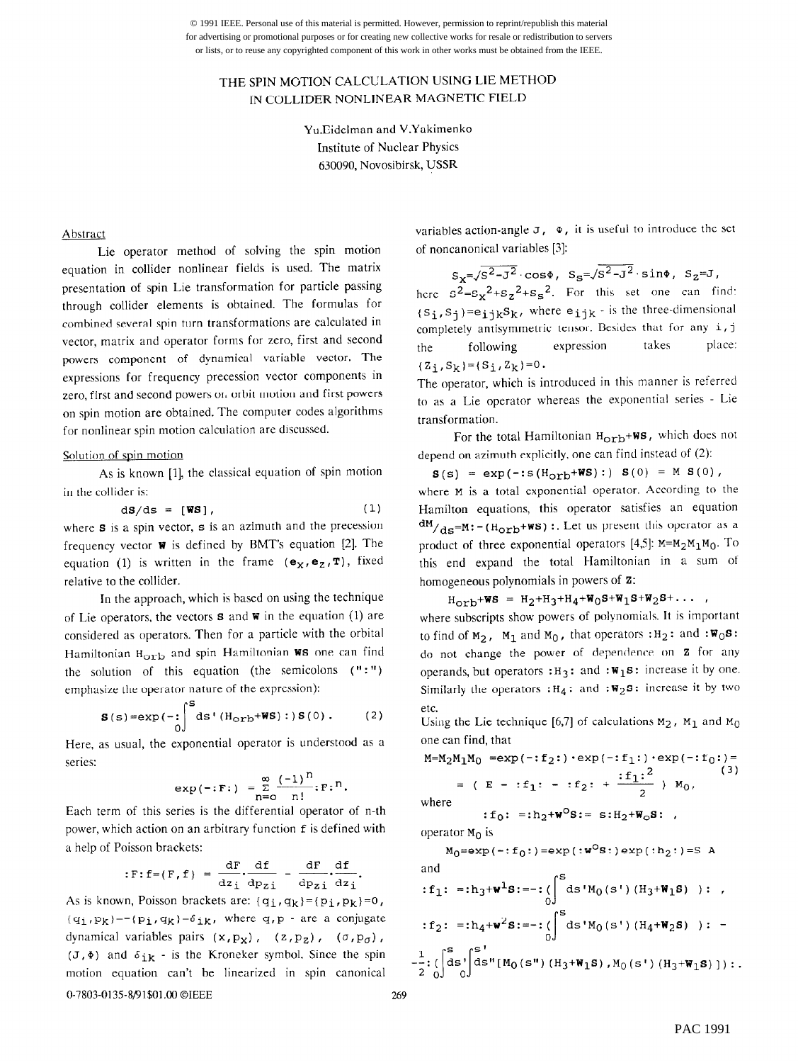© 1991 IEEE. Personal use of this material is permitted. However, permission to reprint/republish this material for advertising or promotional purposes or for creating new collective works for resale or redistribution to servers or lists, or to reuse any copyrighted component of this work in other works must be obtained from the IEEE.

# THE SPIN MOTION CALCULATION USING LIE METHOD IN COLLIDER NONLINEAR MAGNETIC FIELD

Yu.Eidelman and V.Yakimenko
Institute of Nuclear Physics
630090, Novosibirsk, USSR

## Abstract

Lie operator method of solving the spin motion equation in collider nonlinear fields is used. The matrix presentation of spin Lie transformation for particle passing through collider elements is obtained. The formulas for combined several spin turn transformations are calculated in vector, matrix and operator forms for zero, first and second powers component of dynamical variable vector. The expressions for frequency precession vector components in zero, first and second powers of orbit motion and first powers on spin motion are obtained. The computer codes algorithms for nonlinear spin motion calculation are discussed.

## Solution of spin motion

As is known [1], the classical equation of spin motion in the collider is:

$$d\mathbf{S}/ds = [\mathbf{W}\mathbf{S}], \tag{1}$$

where $\mathbf{S}$ is a spin vector, $s$ is an azimuth and the precession frequency vector $\mathbf{W}$ is defined by BMT's equation [2]. The equation (1) is written in the frame $(\mathbf{e}_x, \mathbf{e}_z, \mathbf{T})$, fixed relative to the collider.

In the approach, which is based on using the technique of Lie operators, the vectors $\mathbf{S}$ and $\mathbf{W}$ in the equation (1) are considered as operators. Then for a particle with the orbital Hamiltonian $H_{orb}$ and spin Hamiltonian $\mathbf{WS}$ one can find the solution of this equation (the semicolons (":") emphasize the operator nature of the expression):

$$\mathbf{S}(s)=\exp(-:\int_0^s ds'(H_{orb}+\mathbf{WS}):)\mathbf{S}(0). \tag{2}$$

Here, as usual, the exponential operator is understood as a series:

$$\exp(-:F:) = \sum_{n=0}^{\infty} \frac{(-1)^n}{n!}:F:^n.$$

Each term of this series is the differential operator of n-th power, which action on an arbitrary function f is defined with a help of Poisson brackets:

$$:F:f=(F,f) = \frac{dF}{dz_i}\cdot\frac{df}{dp_{zi}} - \frac{dF}{dp_{zi}}\cdot\frac{df}{dz_i}.$$

As is known, Poisson brackets are: $\{q_i,q_k\}=\{p_i,p_k\}=0$, $\{q_i,p_k\}=-\{p_i,q_k\}=\delta_{ik}$, where $q,p$ - are a conjugate dynamical variables pairs $(x,p_x)$, $(z,p_z)$, $(\sigma,p_\sigma)$, $(J,\Phi)$ and $\delta_{ik}$ - is the Kroneker symbol. Since the spin motion equation can't be linearized in spin canonical variables action-angle $J$, $\Phi$, it is useful to introduce the set of noncanonical variables [3]:

$$S_x=\sqrt{S^2-J^2}\cdot\cos\Phi,\quad S_s=\sqrt{S^2-J^2}\cdot\sin\Phi,\quad S_z=J,$$

here $S^2=S_x{}^2+S_z{}^2+S_s{}^2$. For this set one can find: $\{S_i,S_j\}=e_{ijk}S_k$, where $e_{ijk}$ - is the three-dimensional completely antisymmetric tensor. Besides that for any $i,j$ the following expression takes place: $\{Z_i,S_k\}=\{S_i,Z_k\}=0$.

The operator, which is introduced in this manner is referred to as a Lie operator whereas the exponential series - Lie transformation.

For the total Hamiltonian $H_{orb}+\mathbf{WS}$, which does not depend on azimuth explicitly, one can find instead of (2):

$$\mathbf{S}(s) = \exp(-:s(H_{orb}+\mathbf{WS}):)\ \mathbf{S}(0) = M\ \mathbf{S}(0),$$

where $M$ is a total exponential operator. According to the Hamilton equations, this operator satisfies an equation $dM/ds=M:-(H_{orb}+\mathbf{WS}):$. Let us present this operator as a product of three exponential operators [4,5]: $M=M_2M_1M_0$. To this end expand the total Hamiltonian in a sum of homogeneous polynomials in powers of $\mathbf{Z}$:

$$H_{orb}+\mathbf{WS} = H_2+H_3+H_4+\mathbf{W}_0\mathbf{S}+\mathbf{W}_1\mathbf{S}+\mathbf{W}_2\mathbf{S}+\ldots\ ,$$

where subscripts show powers of polynomials. It is important to find of $M_2$, $M_1$ and $M_0$, that operators $:H_2:$ and $:\mathbf{W}_0\mathbf{S}:$ do not change the power of dependence on $\mathbf{Z}$ for any operands, but operators $:H_3:$ and $:\mathbf{W}_1\mathbf{S}:$ increase it by one. Similarly the operators $:H_4:$ and $:\mathbf{W}_2\mathbf{S}:$ increase it by two etc.

Using the Lie technique [6,7] of calculations $M_2$, $M_1$ and $M_0$ one can find, that

$$M=M_2M_1M_0 = \exp(-:f_2:)\cdot\exp(-:f_1:)\cdot\exp(-:f_0:)= \tag{3}$$
$$= (\ E - :f_1: - :f_2: + \frac{:f_1:^2}{2}\ )\ M_0,$$

where

$$:f_0:\ =:h_2+\mathbf{w}^0\mathbf{S}:=\ s:H_2+\mathbf{W}_0\mathbf{S}:\ ,$$

operator $M_0$ is

$$M_0=\exp(-:f_0:)=\exp(:\mathbf{w}^0\mathbf{S}:)\exp(:h_2:)=S\ A$$

and

$$:f_1:\ =:h_3+\mathbf{w}^1\mathbf{S}:=-:(\int_0^s ds'M_0(s')(H_3+\mathbf{W}_1\mathbf{S})\ ):\ ,$$

$$:f_2:\ =:h_4+\mathbf{w}^2\mathbf{S}:=-:(\int_0^s ds'M_0(s')(H_4+\mathbf{W}_2\mathbf{S})\ ):\ -$$
$$-\frac{1}{2}:(\int_0^s ds'\int_0^{s'} ds''[M_0(s'')(H_3+\mathbf{W}_1\mathbf{S}),M_0(s')(H_3+\mathbf{W}_1\mathbf{S})]):.$$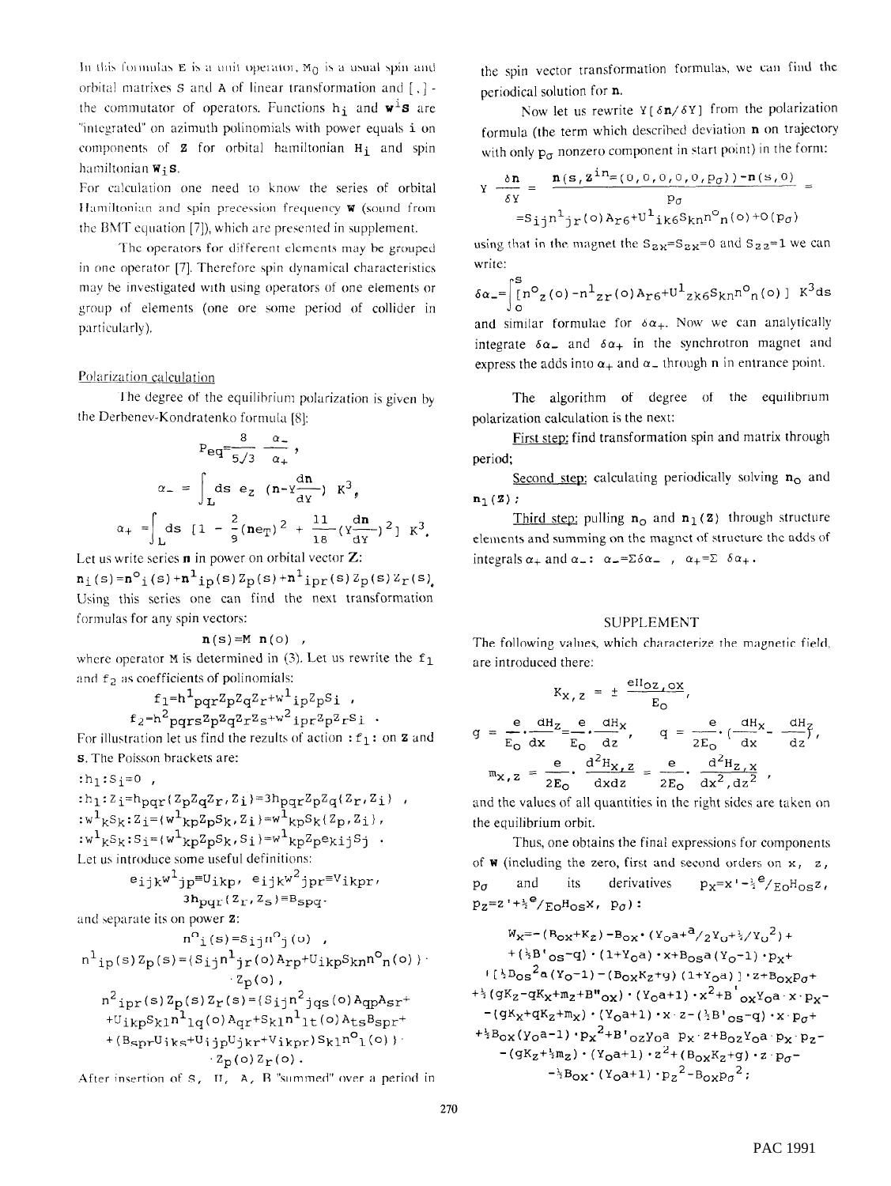In this formulas $\mathbf{E}$ is a unit operator, $M_0$ is a usual spin and orbital matrixes $\mathbf{S}$ and $\mathbf{A}$ of linear transformation and $[\,,\,]$ - the commutator of operators. Functions $h_i$ and $\mathbf{w}^i\mathbf{s}$ are "integrated" on azimuth polinomials with power equals $i$ on components of $\mathbf{Z}$ for orbital hamiltonian $H_i$ and spin hamiltonian $\mathbf{W}_i\mathbf{S}$.

For calculation one need to know the series of orbital Hamiltonian and spin precession frequency $\mathbf{W}$ (sound from the BMT equation [7]), which are presented in supplement.

The operators for different elements may be grouped in one operator [7]. Therefore spin dynamical characteristics may be investigated with using operators of one elements or group of elements (one ore some period of collider in particularly).

## Polarization calculation

The degree of the equilibrium polarization is given by the Derbenev-Kondratenko formula [8]:

$$P_{eq}=\frac{8}{5\sqrt{3}}\,\frac{\alpha_-}{\alpha_+},$$

$$\alpha_- = \int_L ds\; e_z\;(\mathbf{n}-Y\frac{d\mathbf{n}}{dY})\;K^3,$$

$$\alpha_+ = \int_L ds\;[1-\frac{2}{9}(\mathbf{n}e_T)^2+\frac{11}{18}(Y\frac{d\mathbf{n}}{dY})^2]\;K^3.$$

Let us write series $\mathbf{n}$ in power on orbital vector $\mathbf{Z}$:

$n_i(s)=n^o{}_i(s)+n^1{}_{ip}(s)Z_p(s)+n^1{}_{ipr}(s)Z_p(s)Z_r(s).$

Using this series one can find the next transformation formulas for any spin vectors:

$$\mathbf{n}(s)=M\;\mathbf{n}(0)\;,$$

where operator $M$ is determined in (3). Let us rewrite the $f_1$ and $f_2$ as coefficients of polinomials:

$$f_1=h^1{}_{pqr}Z_pZ_qZ_r+w^1{}_{ip}Z_pS_i\;,$$

$$f_2=h^2{}_{pqrs}Z_pZ_qZ_rZ_s+w^2{}_{ipr}Z_pZ_rS_i\;.$$

For illustration let us find the rezults of action $:f_1:$ on $\mathbf{Z}$ and $\mathbf{S}$. The Poisson brackets are:

$:h_1:S_i=0\;,$

$:h_1:Z_i=h_{pqr}\{Z_pZ_qZ_r,Z_i\}=3h_{pqr}Z_pZ_q\{Z_r,Z_i\}\;,$

$:w^1{}_kS_k:Z_i=\{w^1{}_{kp}Z_pS_k,Z_i\}=w^1{}_{kp}S_k\{Z_p,Z_i\},$

$:w^1{}_kS_k:S_i=\{w^1{}_{kp}Z_pS_k,S_i\}=w^1{}_{kp}Z_pe_{kij}S_j\;.$

Let us introduce some useful definitions:

$$e_{ijk}w^1{}_{jp}=U_{ikp},\quad e_{ijk}w^2{}_{jpr}=V_{ikpr},$$

$$3h_{pqr}\{Z_r,Z_s\}=B_{spq}.$$

and separate its on power $\mathbf{Z}$:

$$n^o{}_i(s)=S_{ij}n^o{}_j(0)\;,$$

$$n^1{}_{ip}(s)Z_p(s)=\{S_{ij}n^1{}_{jr}(0)A_{rp}+U_{ikp}S_{kn}n^o{}_n(0)\}\cdot Z_p(0),$$

$$n^2{}_{ipr}(s)Z_p(s)Z_r(s)=\{S_{ij}n^2{}_{jqs}(0)A_{qp}A_{sr}+U_{ikp}S_{kl}n^1{}_{lq}(0)A_{qr}+S_{kl}n^1{}_{lt}(0)A_{ts}B_{spr}+(B_{spr}U_{iks}+U_{ijp}U_{jkr}+V_{ikpr})S_{kl}n^o{}_l(0)\}\cdot Z_p(0)Z_r(0).$$

After insertion of $S$, $U$, $A$, $B$ "summed" over a period in the spin vector transformation formulas, we can find the periodical solution for $\mathbf{n}$.

Now let us rewrite $Y[\delta\mathbf{n}/\delta Y]$ from the polarization formula (the term which described deviation $\mathbf{n}$ on trajectory with only $p_\sigma$ nonzero component in start point) in the form:

$$Y\frac{\delta\mathbf{n}}{\delta Y}=\frac{\mathbf{n}(s,\mathbf{Z}^{in}=(0,0,0,0,0,p_\sigma))-\mathbf{n}(s,0)}{p_\sigma}=$$
$$=S_{ij}n^1{}_{jr}(0)A_{r6}+U^1{}_{ik6}S_{kn}n^o{}_n(0)+O(p_\sigma)$$

using that in the magnet the $S_{zx}=S_{zx}=0$ and $S_{zz}=1$ we can write:

$$\delta\alpha_-=\int_0^S[n^o{}_z(0)-n^1{}_{zr}(0)A_{r6}+U^1{}_{zk6}S_{kn}n^o{}_n(0)]\;K^3ds$$

and similar formulae for $\delta\alpha_+$. Now we can analytically integrate $\delta\alpha_-$ and $\delta\alpha_+$ in the synchrotron magnet and express the adds into $\alpha_+$ and $\alpha_-$ through $\mathbf{n}$ in entrance point.

The algorithm of degree of the equilibrium polarization calculation is the next:

First step: find transformation spin and matrix through period;

Second step: calculating periodically solving $\mathbf{n}_o$ and $\mathbf{n}_1(\mathbf{Z})$;

Third step: pulling $\mathbf{n}_o$ and $\mathbf{n}_1(\mathbf{Z})$ through structure elements and summing on the magnet of structure the adds of integrals $\alpha_+$ and $\alpha_-$: $\alpha_-=\Sigma\delta\alpha_-$, $\alpha_+=\Sigma\,\delta\alpha_+$.

## SUPPLEMENT

The following values, which characterize the magnetic field, are introduced there:

$$K_{x,z}=\pm\frac{eH_{oz,ox}}{E_o},$$

$$g=\frac{e}{E_o}\cdot\frac{dH_z}{dx}=\frac{e}{E_o}\cdot\frac{dH_x}{dz},\qquad q=\frac{e}{2E_o}\cdot(\frac{dH_x}{dx}-\frac{dH_z}{dz}),$$

$$m_{x,z}=\frac{e}{2E_o}\cdot\frac{d^2H_{x,z}}{dxdz}=\frac{e}{2E_o}\cdot\frac{d^2H_{z,x}}{dx^2,dz^2},$$

and the values of all quantities in the right sides are taken on the equilibrium orbit.

Thus, one obtains the final expressions for components of $\mathbf{W}$ (including the zero, first and second orders on $x$, $z$, $p_\sigma$ and its derivatives $p_x=x'-\frac{1}{2}{}^e/_{E_o}H_{os}z$, $p_z=z'+\frac{1}{2}{}^e/_{E_o}H_{os}x$, $p_\sigma$):

$$W_x=-(B_{ox}+K_z)-B_{ox}\cdot(Y_oa+{}^a/_2Y_o+\tfrac{1}{2}/Y_o{}^2)+$$
$$+(\tfrac{1}{2}B'_{os}-q)\cdot(1+Y_oa)\cdot x+B_{os}a(Y_o-1)\cdot p_x+$$
$$+[\tfrac{1}{2}B_{os}{}^2a(Y_o-1)-(B_{ox}K_z+g)(1+Y_oa)]\cdot z+B_{ox}p_\sigma+$$
$$+\tfrac{1}{2}(gK_z-qK_x+m_z+B''_{ox})\cdot(Y_oa+1)\cdot x^2+B'_{ox}Y_oa\cdot x\cdot p_x-$$
$$-(gK_x+qK_z+m_x)\cdot(Y_oa+1)\cdot x\cdot z-(\tfrac{1}{2}B'_{os}-q)\cdot x\cdot p_\sigma+$$
$$+\tfrac{1}{2}B_{ox}(Y_oa-1)\cdot p_x{}^2+B'_{oz}Y_oa\;p_x\cdot z+B_{oz}Y_oa\cdot p_x\cdot p_z-$$
$$-(gK_z+\tfrac{1}{2}m_z)\cdot(Y_oa+1)\cdot z^2+(B_{ox}K_z+g)\cdot z\cdot p_\sigma-$$
$$-\tfrac{1}{2}B_{ox}\cdot(Y_oa+1)\cdot p_z{}^2-B_{ox}p_\sigma{}^2;$$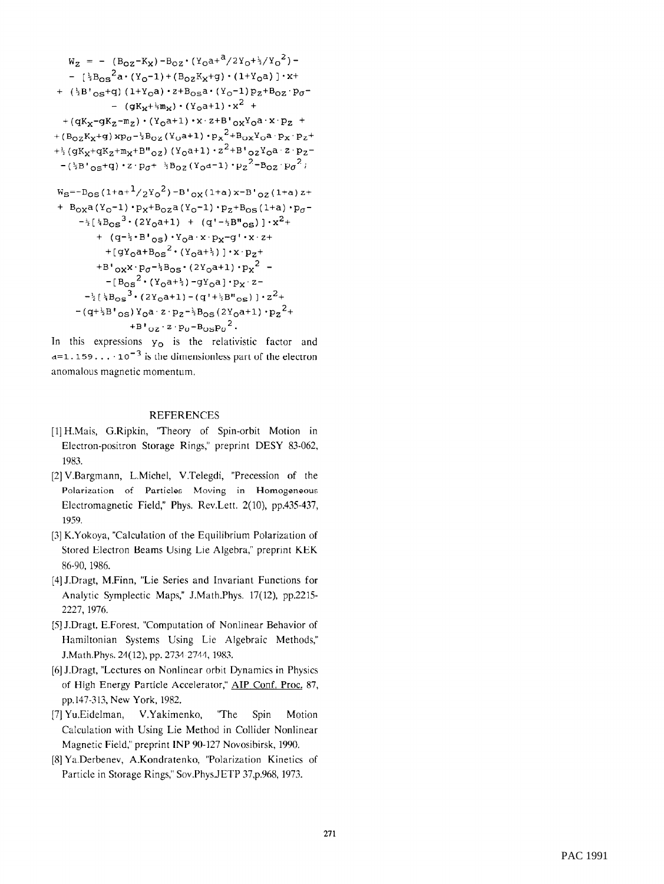$$W_z = -(B_{oz}-K_x)-B_{oz}\cdot(Y_o a+{}^a/2Y_o+{}^1\!/_2/Y_o^2)-$$
$$-[{}^1\!/_2 B_{os}^2 a\cdot(Y_o-1)+(B_{oz}K_x+g)\cdot(1+Y_o a)]\cdot x+$$
$$+({}^1\!/_2 B'_{os}+q)(1+Y_o a)\cdot z+B_{os}a\cdot(Y_o-1)p_z+B_{oz}\cdot p_\sigma-$$
$$-(gK_x+{}^1\!/_2 m_x)\cdot(Y_o a+1)\cdot x^2+$$
$$+(qK_x-gK_z-m_z)\cdot(Y_o a+1)\cdot x\cdot z+B'_{ox}Y_o a\cdot x\cdot p_z+$$
$$+(B_{oz}K_x+g)xp_\sigma-{}^1\!/_2 B_{oz}(Y_o a+1)\cdot p_x^2+B_{ox}Y_o a\cdot p_x\cdot p_z+$$
$$+{}^1\!/_2(gK_x+qK_z+m_x+B''_{oz})(Y_o a+1)\cdot z^2+B'_{oz}Y_o a\cdot z\cdot p_z-$$
$$-({}^1\!/_2 B'_{os}+q)\cdot z\cdot p_\sigma+{}^1\!/_2 B_{oz}(Y_o a-1)\cdot p_z^2-B_{oz}\cdot p_\sigma^2;$$

$$W_s=-B_{os}(1+a+{}^1/_2Y_o^2)-B'_{ox}(1+a)x-B'_{oz}(1+a)z+$$
$$+B_{ox}a(Y_o-1)\cdot p_x+B_{oz}a(Y_o-1)\cdot p_z+B_{os}(1+a)\cdot p_\sigma-$$
$$-{}^1\!/_2[{}^1\!/_4 B_{os}^3\cdot(2Y_o a+1)+(q'-{}^1\!/_2 B''_{os})]\cdot x^2+$$
$$+(q-{}^1\!/_2\cdot B'_{os})\cdot Y_o a\cdot x\cdot p_x-g'\cdot x\cdot z+$$
$$+[gY_o a+B_{os}^2\cdot(Y_o a+{}^1\!/_2)]\cdot x\cdot p_z+$$
$$+B'_{ox}x\cdot p_\sigma-{}^1\!/_2 B_{os}\cdot(2Y_o a+1)\cdot p_x^2-$$
$$-[B_{os}^2\cdot(Y_o a+{}^1\!/_2)-gY_o a]\cdot p_x\cdot z-$$
$$-{}^1\!/_2[{}^1\!/_4 B_{os}^3\cdot(2Y_o a+1)-(q'+{}^1\!/_2 B''_{os})]\cdot z^2+$$
$$-(q+{}^1\!/_2 B'_{os})Y_o a\cdot z\cdot p_z-{}^1\!/_2 B_{os}(2Y_o a+1)\cdot p_z^2+$$
$$+B'_{oz}\cdot z\cdot p_\sigma-B_{os}p_\sigma^2.$$

In this expressions $y_o$ is the relativistic factor and $a=1.159\ldots\cdot10^{-3}$ is the dimensionless part of the electron anomalous magnetic momentum.

## REFERENCES

[1] H.Mais, G.Ripkin, "Theory of Spin-orbit Motion in Electron-positron Storage Rings," preprint DESY 83-062, 1983.

[2] V.Bargmann, L.Michel, V.Telegdi, "Precession of the Polarization of Particles Moving in Homogeneous Electromagnetic Field," Phys. Rev.Lett. 2(10), pp.435-437, 1959.

[3] K.Yokoya, "Calculation of the Equilibrium Polarization of Stored Electron Beams Using Lie Algebra," preprint KEK 86-90, 1986.

[4] J.Dragt, M.Finn, "Lie Series and Invariant Functions for Analytic Symplectic Maps," J.Math.Phys. 17(12), pp.2215-2227, 1976.

[5] J.Dragt, E.Forest, "Computation of Nonlinear Behavior of Hamiltonian Systems Using Lie Algebraic Methods," J.Math.Phys. 24(12), pp. 2734-2744, 1983.

[6] J.Dragt, "Lectures on Nonlinear orbit Dynamics in Physics of High Energy Particle Accelerator," AIP Conf. Proc. 87, pp.147-313, New York, 1982.

[7] Yu.Eidelman, V.Yakimenko, "The Spin Motion Calculation with Using Lie Method in Collider Nonlinear Magnetic Field," preprint INP 90-127 Novosibirsk, 1990.

[8] Ya.Derbenev, A.Kondratenko, "Polarization Kinetics of Particle in Storage Rings," Sov.Phys.JETP 37,p.968, 1973.